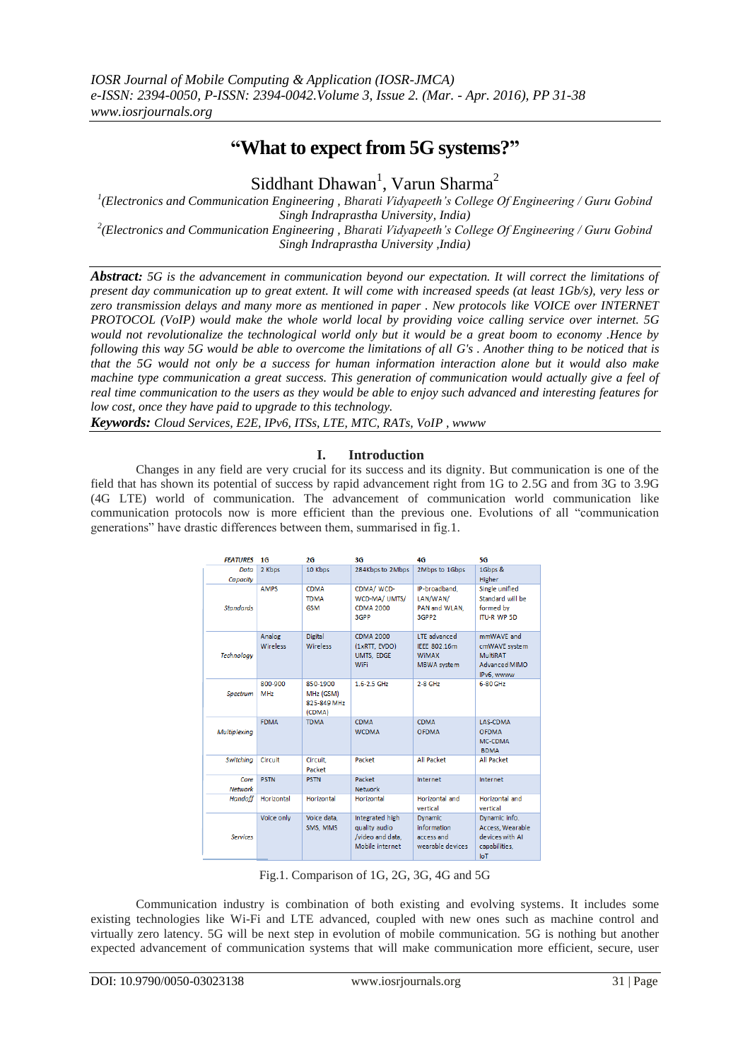# "What to expect from 5G systems?"

Siddhant Dhawan[1], Varun Sharma[2]

[1](Electronics and Communication Engineering , Bharati Vidyapeeth's College Of Engineering / Guru Gobind Singh Indraprastha University, India)

[2](Electronics and Communication Engineering , Bharati Vidyapeeth's College Of Engineering / Guru Gobind Singh Indraprastha University ,India)

***Abstract:*** *5G is the advancement in communication beyond our expectation. It will correct the limitations of present day communication up to great extent. It will come with increased speeds (at least 1Gb/s), very less or zero transmission delays and many more as mentioned in paper . New protocols like VOICE over INTERNET PROTOCOL (VoIP) would make the whole world local by providing voice calling service over internet. 5G would not revolutionalize the technological world only but it would be a great boom to economy .Hence by following this way 5G would be able to overcome the limitations of all G's . Another thing to be noticed that is that the 5G would not only be a success for human information interaction alone but it would also make machine type communication a great success. This generation of communication would actually give a feel of real time communication to the users as they would be able to enjoy such advanced and interesting features for low cost, once they have paid to upgrade to this technology.*

***Keywords:*** *Cloud Services, E2E, IPv6, ITSs, LTE, MTC, RATs, VoIP , wwww*

## I. Introduction

Changes in any field are very crucial for its success and its dignity. But communication is one of the field that has shown its potential of success by rapid advancement right from 1G to 2.5G and from 3G to 3.9G (4G LTE) world of communication. The advancement of communication world communication like communication protocols now is more efficient than the previous one. Evolutions of all "communication generations" have drastic differences between them, summarised in fig.1.

| FEATURES | 1G | 2G | 3G | 4G | 5G |
|---|---|---|---|---|---|
| Data Capacity | 2 Kbps | 10 Kbps | 284Kbps to 2Mbps | 2Mbps to 1Gbps | 1Gbps & Higher |
| Standards | AMPS | CDMA TDMA GSM | CDMA/ WCD-WCD-MA/ UMTS/ CDMA 2000 3GPP | IP-broadband, LAN/WAN/ PAN and WLAN, 3GPP2 | Single unified Standard will be formed by ITU-R WP 5D |
| Technology | Analog Wireless | Digital Wireless | CDMA 2000 (1xRTT, EVDO) UMTS, EDGE WiFi | LTE advanced IEEE 802.16m WiMAX MBWA system | mmWAVE and cmWAVE system MultiRAT Advanced MIMO IPv6, wwww |
| Spectrum | 800-900 MHz | 850-1900 MHz (GSM) 825-849 MHz (CDMA) | 1.6-2.5 GHz | 2-8 GHz | 6-80 GHz |
| Multiplexing | FDMA | TDMA | CDMA WCDMA | CDMA OFDMA | LAS-CDMA OFDMA MC-CDMA BDMA |
| Switching | Circuit | Circuit, Packet | Packet | All Packet | All Packet |
| Core Network | PSTN | PSTN | Packet Network | Internet | Internet |
| Handoff | Horizontal | Horizontal | Horizontal | Horizontal and vertical | Horizontal and vertical |
| Services | Voice only | Voice data, SMS, MMS | Integrated high quality audio /video and data, Mobile internet | Dynamic information access and wearable devices | Dynamic info. Access, Wearable devices with AI capabilities, IoT |

Fig.1. Comparison of 1G, 2G, 3G, 4G and 5G

Communication industry is combination of both existing and evolving systems. It includes some existing technologies like Wi-Fi and LTE advanced, coupled with new ones such as machine control and virtually zero latency. 5G will be next step in evolution of mobile communication. 5G is nothing but another expected advancement of communication systems that will make communication more efficient, secure, user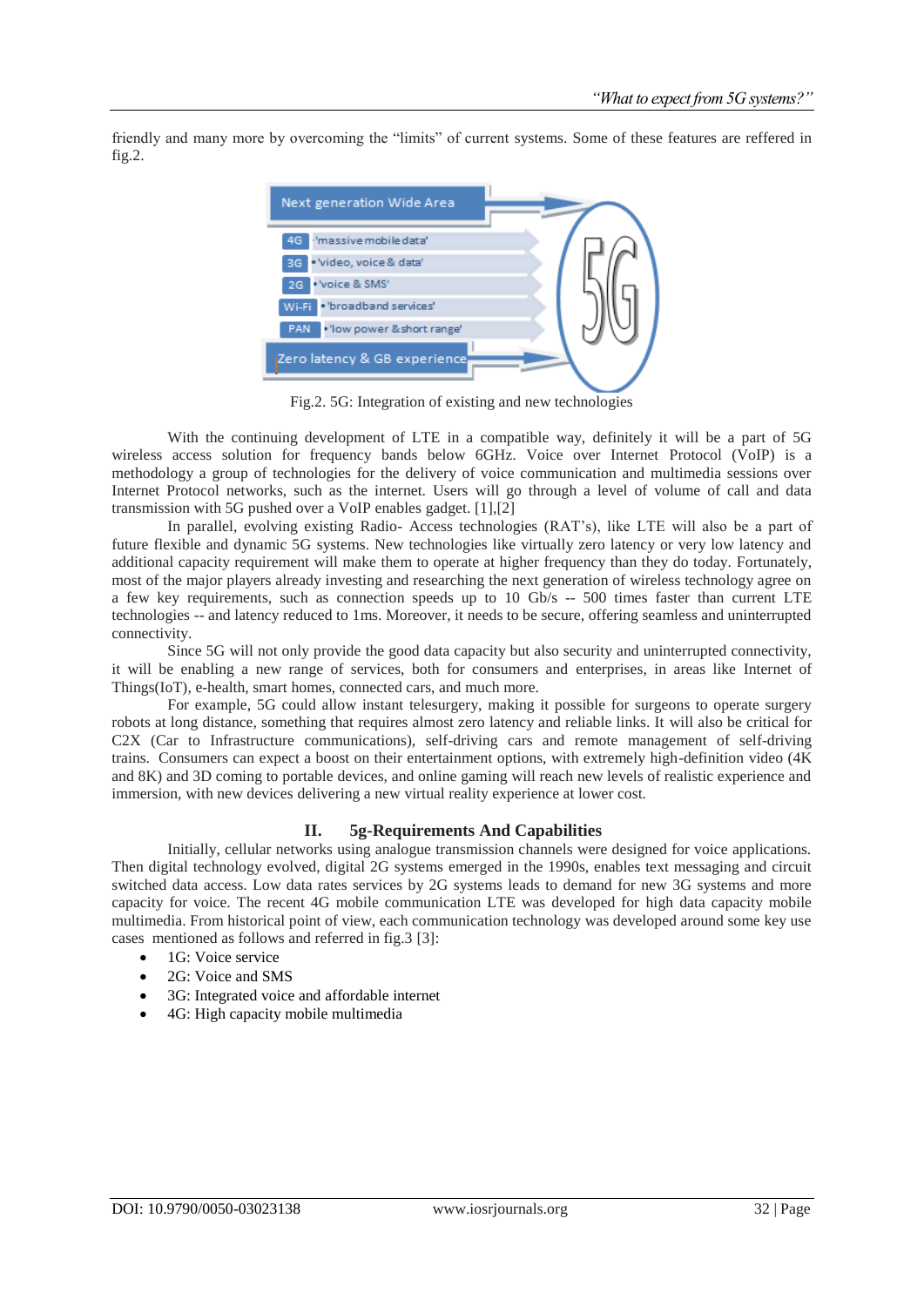friendly and many more by overcoming the "limits" of current systems. Some of these features are reffered in fig.2.

Fig.2. 5G: Integration of existing and new technologies

With the continuing development of LTE in a compatible way, definitely it will be a part of 5G wireless access solution for frequency bands below 6GHz. Voice over Internet Protocol (VoIP) is a methodology a group of technologies for the delivery of voice communication and multimedia sessions over Internet Protocol networks, such as the internet. Users will go through a level of volume of call and data transmission with 5G pushed over a VoIP enables gadget. [1],[2]

In parallel, evolving existing Radio- Access technologies (RAT's), like LTE will also be a part of future flexible and dynamic 5G systems. New technologies like virtually zero latency or very low latency and additional capacity requirement will make them to operate at higher frequency than they do today. Fortunately, most of the major players already investing and researching the next generation of wireless technology agree on a few key requirements, such as connection speeds up to 10 Gb/s -- 500 times faster than current LTE technologies -- and latency reduced to 1ms. Moreover, it needs to be secure, offering seamless and uninterrupted connectivity.

Since 5G will not only provide the good data capacity but also security and uninterrupted connectivity, it will be enabling a new range of services, both for consumers and enterprises, in areas like Internet of Things(IoT), e-health, smart homes, connected cars, and much more.

For example, 5G could allow instant telesurgery, making it possible for surgeons to operate surgery robots at long distance, something that requires almost zero latency and reliable links. It will also be critical for C2X (Car to Infrastructure communications), self-driving cars and remote management of self-driving trains. Consumers can expect a boost on their entertainment options, with extremely high-definition video (4K and 8K) and 3D coming to portable devices, and online gaming will reach new levels of realistic experience and immersion, with new devices delivering a new virtual reality experience at lower cost.

## II. 5g-Requirements And Capabilities

Initially, cellular networks using analogue transmission channels were designed for voice applications. Then digital technology evolved, digital 2G systems emerged in the 1990s, enables text messaging and circuit switched data access. Low data rates services by 2G systems leads to demand for new 3G systems and more capacity for voice. The recent 4G mobile communication LTE was developed for high data capacity mobile multimedia. From historical point of view, each communication technology was developed around some key use cases mentioned as follows and referred in fig.3 [3]:

- 1G: Voice service
- 2G: Voice and SMS
- 3G: Integrated voice and affordable internet
- 4G: High capacity mobile multimedia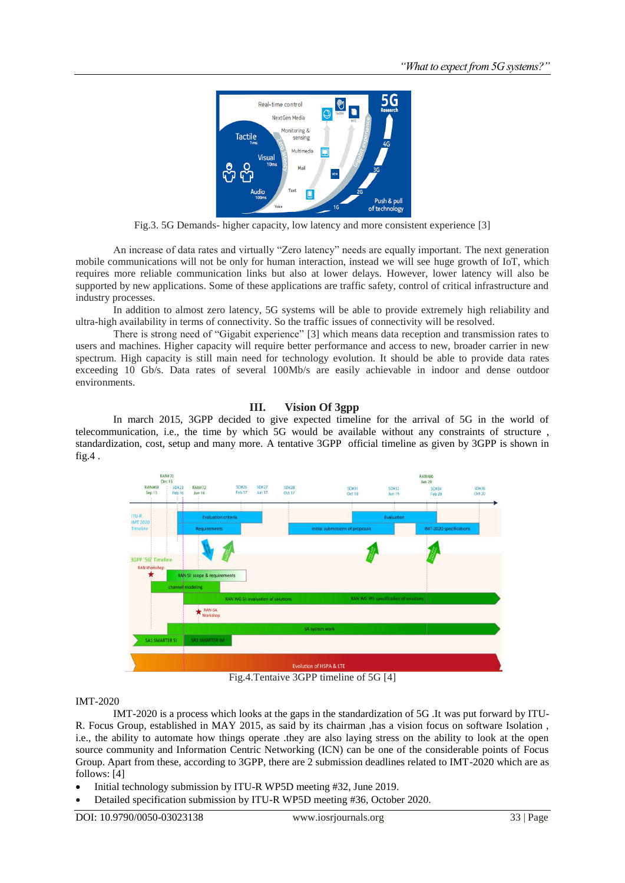Fig.3. 5G Demands- higher capacity, low latency and more consistent experience [3]

An increase of data rates and virtually "Zero latency" needs are equally important. The next generation mobile communications will not be only for human interaction, instead we will see huge growth of IoT, which requires more reliable communication links but also at lower delays. However, lower latency will also be supported by new applications. Some of these applications are traffic safety, control of critical infrastructure and industry processes.

In addition to almost zero latency, 5G systems will be able to provide extremely high reliability and ultra-high availability in terms of connectivity. So the traffic issues of connectivity will be resolved.

There is strong need of "Gigabit experience" [3] which means data reception and transmission rates to users and machines. Higher capacity will require better performance and access to new, broader carrier in new spectrum. High capacity is still main need for technology evolution. It should be able to provide data rates exceeding 10 Gb/s. Data rates of several 100Mb/s are easily achievable in indoor and dense outdoor environments.

## III. Vision Of 3gpp

In march 2015, 3GPP decided to give expected timeline for the arrival of 5G in the world of telecommunication, i.e., the time by which 5G would be available without any constraints of structure , standardization, cost, setup and many more. A tentative 3GPP official timeline as given by 3GPP is shown in fig.4 .

Fig.4.Tentaive 3GPP timeline of 5G [4]

IMT-2020

IMT-2020 is a process which looks at the gaps in the standardization of 5G .It was put forward by ITU-R. Focus Group, established in MAY 2015, as said by its chairman ,has a vision focus on software Isolation , i.e., the ability to automate how things operate .they are also laying stress on the ability to look at the open source community and Information Centric Networking (ICN) can be one of the considerable points of Focus Group. Apart from these, according to 3GPP, there are 2 submission deadlines related to IMT-2020 which are as follows: [4]

- Initial technology submission by ITU-R WP5D meeting #32, June 2019.
- Detailed specification submission by ITU-R WP5D meeting #36, October 2020.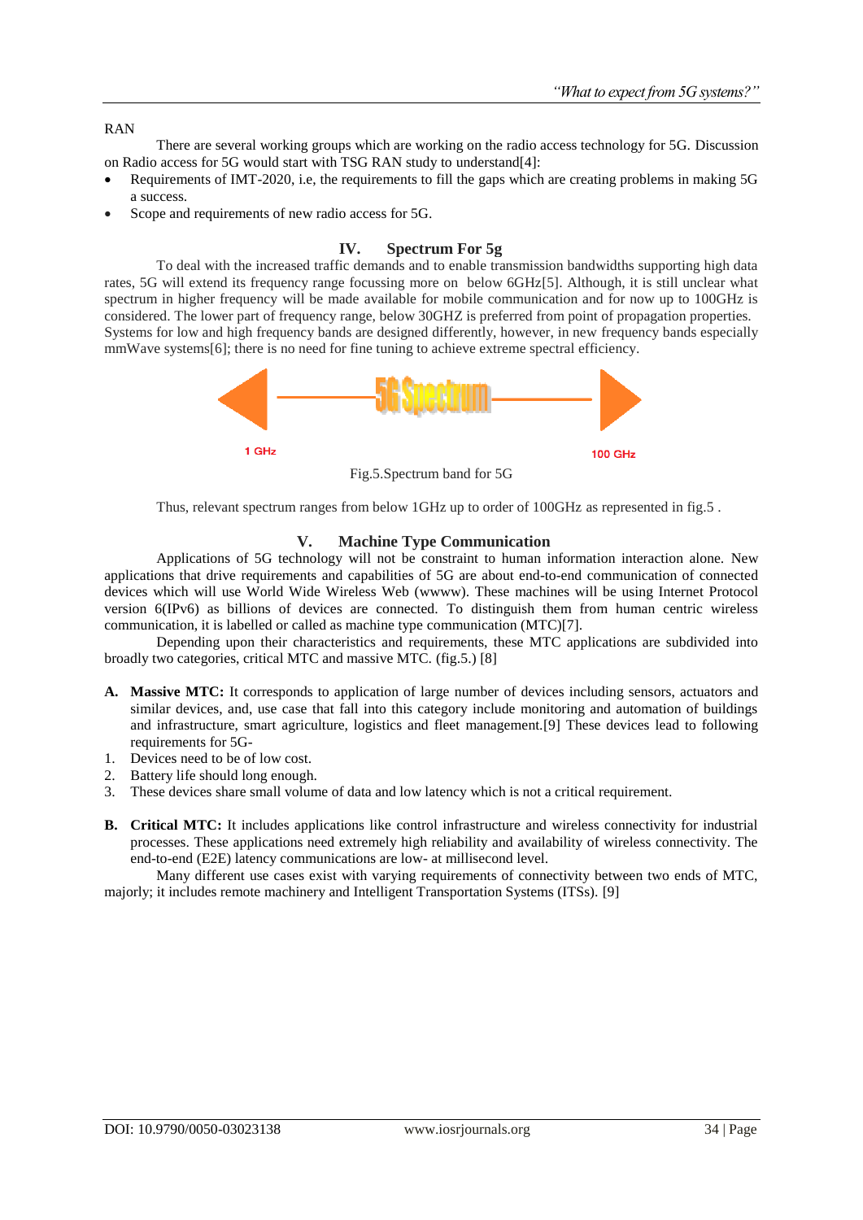RAN

There are several working groups which are working on the radio access technology for 5G. Discussion on Radio access for 5G would start with TSG RAN study to understand[4]:

- Requirements of IMT-2020, i.e, the requirements to fill the gaps which are creating problems in making 5G a success.
- Scope and requirements of new radio access for 5G.

## IV. Spectrum For 5g

To deal with the increased traffic demands and to enable transmission bandwidths supporting high data rates, 5G will extend its frequency range focussing more on below 6GHz[5]. Although, it is still unclear what spectrum in higher frequency will be made available for mobile communication and for now up to 100GHz is considered. The lower part of frequency range, below 30GHZ is preferred from point of propagation properties. Systems for low and high frequency bands are designed differently, however, in new frequency bands especially mmWave systems[6]; there is no need for fine tuning to achieve extreme spectral efficiency.

5G Spectrum

1 GHz

100 GHz

Fig.5.Spectrum band for 5G

Thus, relevant spectrum ranges from below 1GHz up to order of 100GHz as represented in fig.5 .

## V. Machine Type Communication

Applications of 5G technology will not be constraint to human information interaction alone. New applications that drive requirements and capabilities of 5G are about end-to-end communication of connected devices which will use World Wide Wireless Web (wwww). These machines will be using Internet Protocol version 6(IPv6) as billions of devices are connected. To distinguish them from human centric wireless communication, it is labelled or called as machine type communication (MTC)[7].

Depending upon their characteristics and requirements, these MTC applications are subdivided into broadly two categories, critical MTC and massive MTC. (fig.5.) [8]

**A. Massive MTC:** It corresponds to application of large number of devices including sensors, actuators and similar devices, and, use case that fall into this category include monitoring and automation of buildings and infrastructure, smart agriculture, logistics and fleet management.[9] These devices lead to following requirements for 5G-

1. Devices need to be of low cost.
2. Battery life should long enough.
3. These devices share small volume of data and low latency which is not a critical requirement.

**B. Critical MTC:** It includes applications like control infrastructure and wireless connectivity for industrial processes. These applications need extremely high reliability and availability of wireless connectivity. The end-to-end (E2E) latency communications are low- at millisecond level.

Many different use cases exist with varying requirements of connectivity between two ends of MTC, majorly; it includes remote machinery and Intelligent Transportation Systems (ITSs). [9]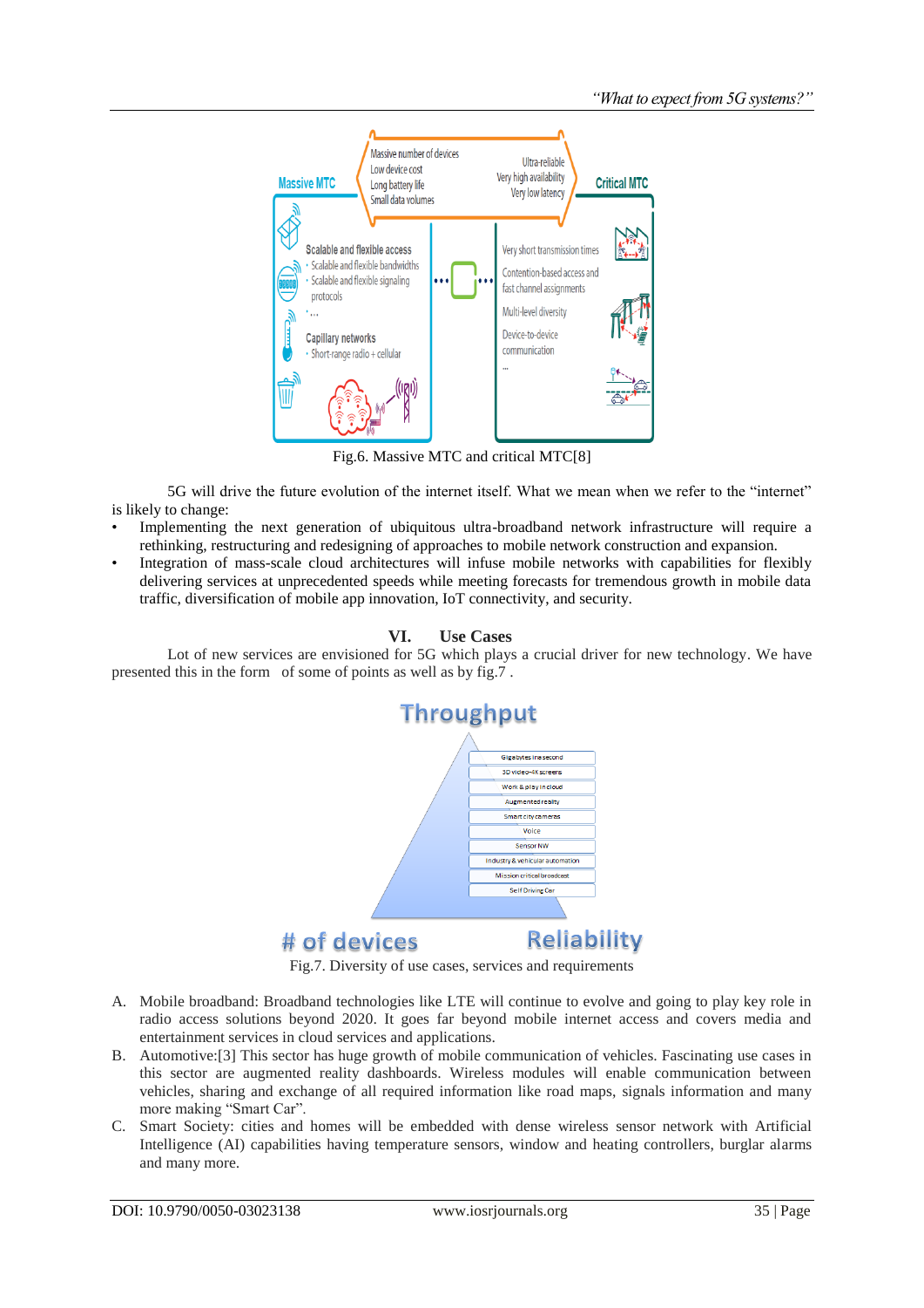Fig.6. Massive MTC and critical MTC[8]

5G will drive the future evolution of the internet itself. What we mean when we refer to the “internet” is likely to change:

- Implementing the next generation of ubiquitous ultra-broadband network infrastructure will require a rethinking, restructuring and redesigning of approaches to mobile network construction and expansion.
- Integration of mass-scale cloud architectures will infuse mobile networks with capabilities for flexibly delivering services at unprecedented speeds while meeting forecasts for tremendous growth in mobile data traffic, diversification of mobile app innovation, IoT connectivity, and security.

## VI. Use Cases

Lot of new services are envisioned for 5G which plays a crucial driver for new technology. We have presented this in the form of some points as well as by fig.7 .

Fig.7. Diversity of use cases, services and requirements

A. Mobile broadband: Broadband technologies like LTE will continue to evolve and going to play key role in radio access solutions beyond 2020. It goes far beyond mobile internet access and covers media and entertainment services in cloud services and applications.

B. Automotive:[3] This sector has huge growth of mobile communication of vehicles. Fascinating use cases in this sector are augmented reality dashboards. Wireless modules will enable communication between vehicles, sharing and exchange of all required information like road maps, signals information and many more making “Smart Car”.

C. Smart Society: cities and homes will be embedded with dense wireless sensor network with Artificial Intelligence (AI) capabilities having temperature sensors, window and heating controllers, burglar alarms and many more.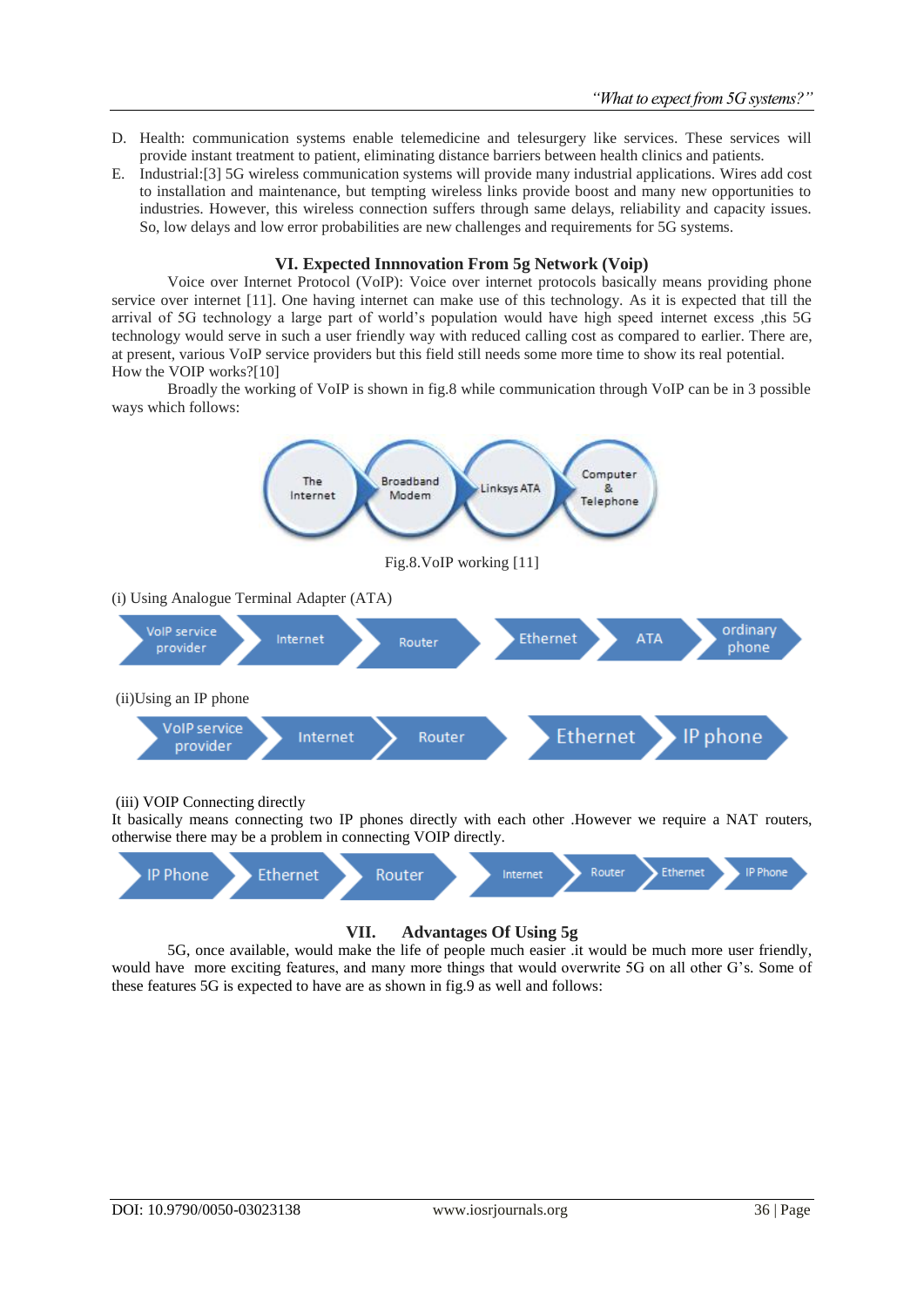D. Health: communication systems enable telemedicine and telesurgery like services. These services will provide instant treatment to patient, eliminating distance barriers between health clinics and patients.

E. Industrial:[3] 5G wireless communication systems will provide many industrial applications. Wires add cost to installation and maintenance, but tempting wireless links provide boost and many new opportunities to industries. However, this wireless connection suffers through same delays, reliability and capacity issues. So, low delays and low error probabilities are new challenges and requirements for 5G systems.

## VI. Expected Innnovation From 5g Network (Voip)

Voice over Internet Protocol (VoIP): Voice over internet protocols basically means providing phone service over internet [11]. One having internet can make use of this technology. As it is expected that till the arrival of 5G technology a large part of world's population would have high speed internet excess ,this 5G technology would serve in such a user friendly way with reduced calling cost as compared to earlier. There are, at present, various VoIP service providers but this field still needs some more time to show its real potential.

How the VOIP works?[10]

Broadly the working of VoIP is shown in fig.8 while communication through VoIP can be in 3 possible ways which follows:

The Internet → Broadband Modem → Linksys ATA → Computer & Telephone

Fig.8.VoIP working [11]

(i) Using Analogue Terminal Adapter (ATA)

VoIP service provider → Internet → Router → Ethernet → ATA → ordinary phone

(ii)Using an IP phone

VoIP service provider → Internet → Router → Ethernet → IP phone

(iii) VOIP Connecting directly

It basically means connecting two IP phones directly with each other .However we require a NAT routers, otherwise there may be a problem in connecting VOIP directly.

IP Phone → Ethernet → Router → Internet → Router → Ethernet → IP Phone

## VII. Advantages Of Using 5g

5G, once available, would make the life of people much easier .it would be much more user friendly, would have more exciting features, and many more things that would overwrite 5G on all other G's. Some of these features 5G is expected to have are as shown in fig.9 as well and follows: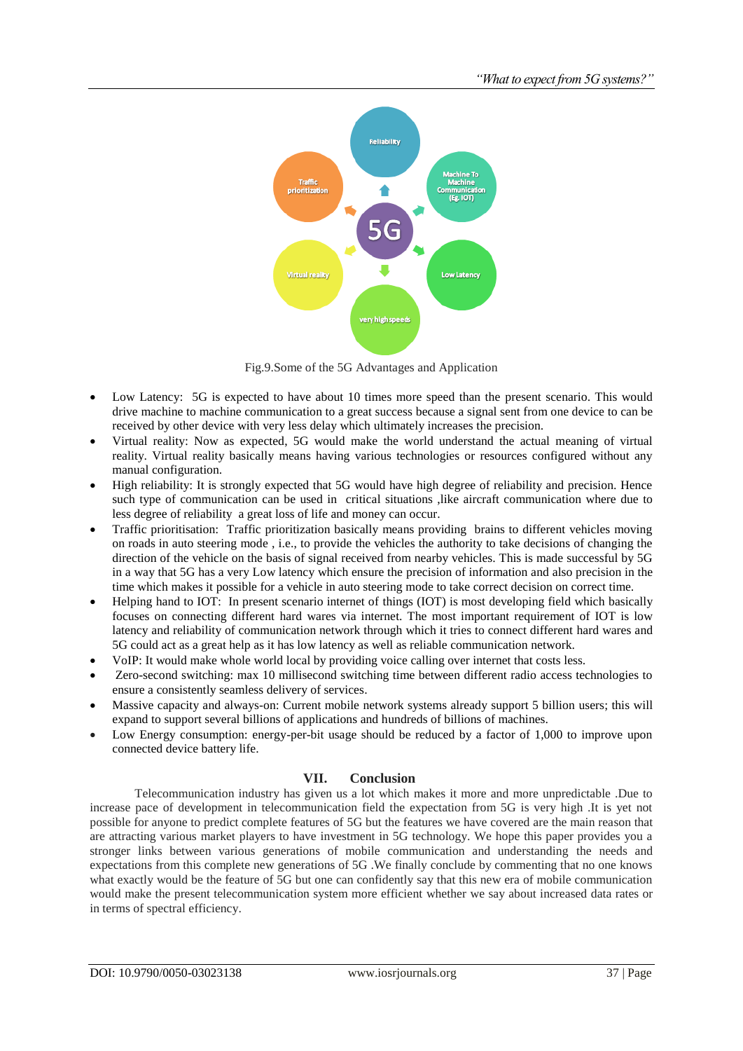Fig.9.Some of the 5G Advantages and Application

- Low Latency: 5G is expected to have about 10 times more speed than the present scenario. This would drive machine to machine communication to a great success because a signal sent from one device to can be received by other device with very less delay which ultimately increases the precision.
- Virtual reality: Now as expected, 5G would make the world understand the actual meaning of virtual reality. Virtual reality basically means having various technologies or resources configured without any manual configuration.
- High reliability: It is strongly expected that 5G would have high degree of reliability and precision. Hence such type of communication can be used in critical situations ,like aircraft communication where due to less degree of reliability a great loss of life and money can occur.
- Traffic prioritisation: Traffic prioritization basically means providing brains to different vehicles moving on roads in auto steering mode , i.e., to provide the vehicles the authority to take decisions of changing the direction of the vehicle on the basis of signal received from nearby vehicles. This is made successful by 5G in a way that 5G has a very Low latency which ensure the precision of information and also precision in the time which makes it possible for a vehicle in auto steering mode to take correct decision on correct time.
- Helping hand to IOT: In present scenario internet of things (IOT) is most developing field which basically focuses on connecting different hard wares via internet. The most important requirement of IOT is low latency and reliability of communication network through which it tries to connect different hard wares and 5G could act as a great help as it has low latency as well as reliable communication network.
- VoIP: It would make whole world local by providing voice calling over internet that costs less.
- Zero-second switching: max 10 millisecond switching time between different radio access technologies to ensure a consistently seamless delivery of services.
- Massive capacity and always-on: Current mobile network systems already support 5 billion users; this will expand to support several billions of applications and hundreds of billions of machines.
- Low Energy consumption: energy-per-bit usage should be reduced by a factor of 1,000 to improve upon connected device battery life.

## VII. Conclusion

Telecommunication industry has given us a lot which makes it more and more unpredictable .Due to increase pace of development in telecommunication field the expectation from 5G is very high .It is yet not possible for anyone to predict complete features of 5G but the features we have covered are the main reason that are attracting various market players to have investment in 5G technology. We hope this paper provides you a stronger links between various generations of mobile communication and understanding the needs and expectations from this complete new generations of 5G .We finally conclude by commenting that no one knows what exactly would be the feature of 5G but one can confidently say that this new era of mobile communication would make the present telecommunication system more efficient whether we say about increased data rates or in terms of spectral efficiency.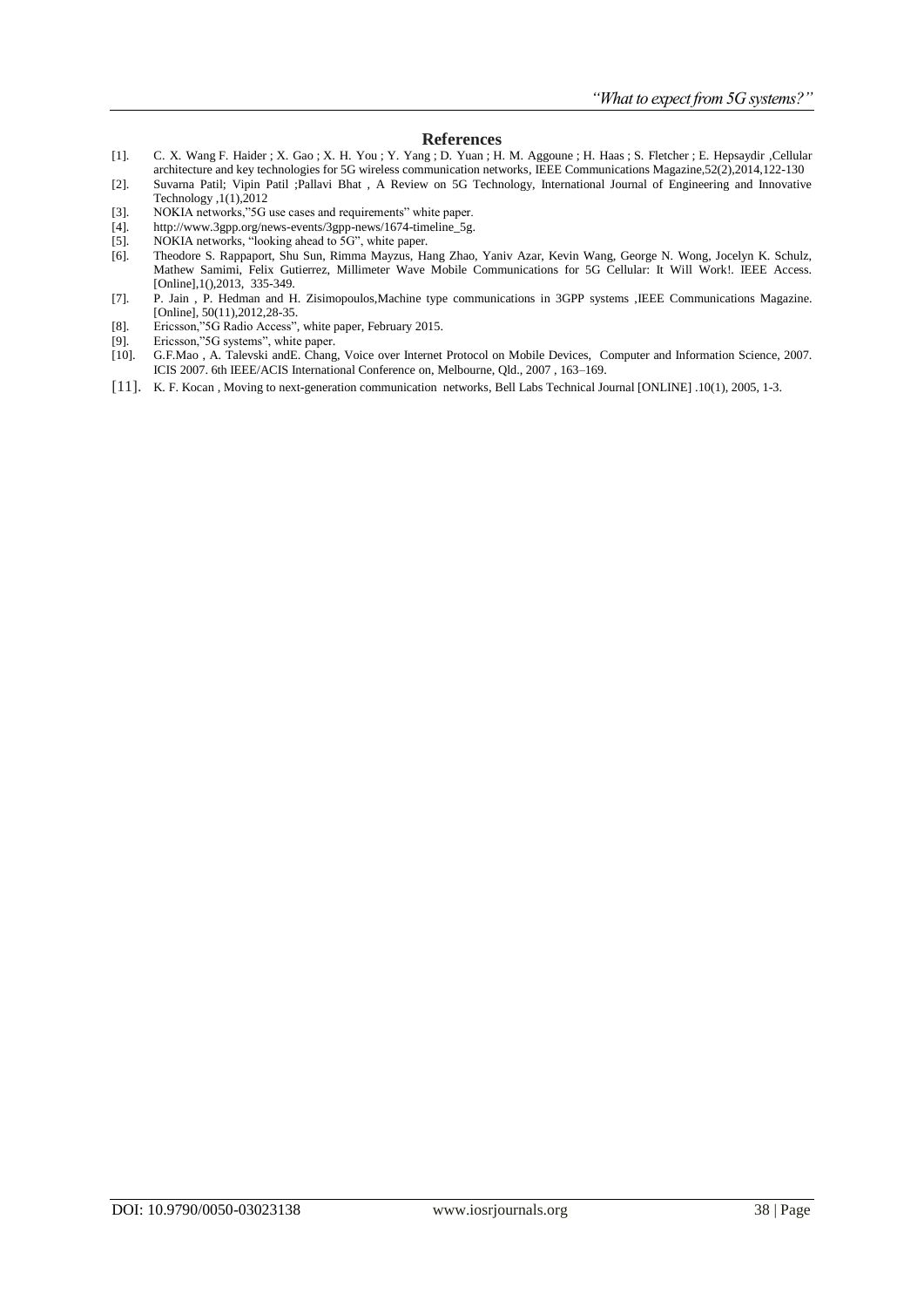## References

[1]. C. X. Wang F. Haider ; X. Gao ; X. H. You ; Y. Yang ; D. Yuan ; H. M. Aggoune ; H. Haas ; S. Fletcher ; E. Hepsaydir ,Cellular architecture and key technologies for 5G wireless communication networks, IEEE Communications Magazine,52(2),2014,122-130

[2]. Suvarna Patil; Vipin Patil ;Pallavi Bhat , A Review on 5G Technology, International Journal of Engineering and Innovative Technology ,1(1),2012

[3]. NOKIA networks,"5G use cases and requirements" white paper.

[4]. http://www.3gpp.org/news-events/3gpp-news/1674-timeline_5g.

[5]. NOKIA networks, "looking ahead to 5G", white paper.

[6]. Theodore S. Rappaport, Shu Sun, Rimma Mayzus, Hang Zhao, Yaniv Azar, Kevin Wang, George N. Wong, Jocelyn K. Schulz, Mathew Samimi, Felix Gutierrez, Millimeter Wave Mobile Communications for 5G Cellular: It Will Work!. IEEE Access. [Online],1(),2013, 335-349.

[7]. P. Jain , P. Hedman and H. Zisimopoulos,Machine type communications in 3GPP systems ,IEEE Communications Magazine. [Online], 50(11),2012,28-35.

[8]. Ericsson,"5G Radio Access", white paper, February 2015.

[9]. Ericsson,"5G systems", white paper.

[10]. G.F.Mao , A. Talevski andE. Chang, Voice over Internet Protocol on Mobile Devices, Computer and Information Science, 2007. ICIS 2007. 6th IEEE/ACIS International Conference on, Melbourne, Qld., 2007 , 163–169.

[11]. K. F. Kocan , Moving to next-generation communication networks, Bell Labs Technical Journal [ONLINE] .10(1), 2005, 1-3.